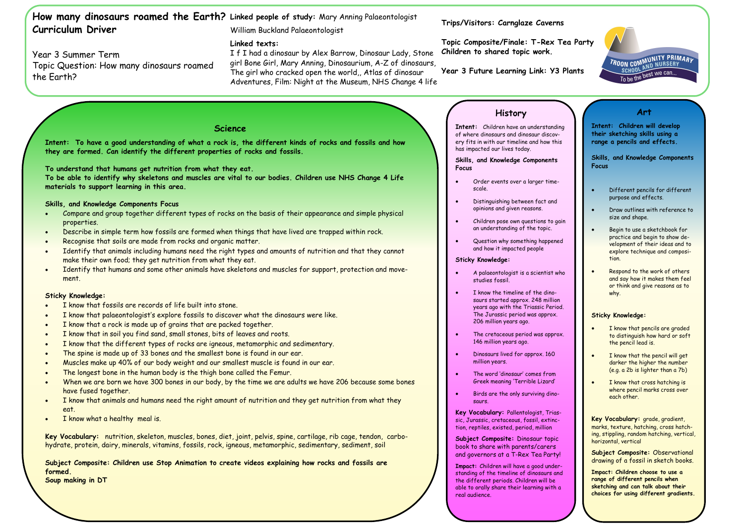# How many dinosaurs roamed the Earth? Curriculum Driver

Year 3 Summer Term
Topic Question: How many dinosaurs roamed the Earth?

**Linked people of study:** Mary Anning Palaeontologist
William Buckland Palaeontologist

**Linked texts:**
I f I had a dinosaur by Alex Barrow, Dinosaur Lady, Stone girl Bone Girl, Mary Anning, Dinosaurium, A-Z of dinosaurs, The girl who cracked open the world,, Atlas of dinosaur Adventures, Film: Night at the Museum, NHS Change 4 life

**Trips/Visitors: Carnglaze Caverns**

**Topic Composite/Finale: T-Rex Tea Party Children to shared topic work.**

**Year 3 Future Learning Link: Y3 Plants**

TROON COMMUNITY PRIMARY SCHOOL AND NURSERY
To be the best we can...

## Science

**Intent: To have a good understanding of what a rock is, the different kinds of rocks and fossils and how they are formed. Can identify the different properties of rocks and fossils.**

**To understand that humans get nutrition from what they eat.**
**To be able to identify why skeletons and muscles are vital to our bodies. Children use NHS Change 4 Life materials to support learning in this area.**

**Skills, and Knowledge Components Focus**

- Compare and group together different types of rocks on the basis of their appearance and simple physical properties.
- Describe in simple term how fossils are formed when things that have lived are trapped within rock.
- Recognise that soils are made from rocks and organic matter.
- Identify that animals including humans need the right types and amounts of nutrition and that they cannot make their own food; they get nutrition from what they eat.
- Identify that humans and some other animals have skeletons and muscles for support, protection and movement.

**Sticky Knowledge:**

- I know that fossils are records of life built into stone.
- I know that palaeontologist's explore fossils to discover what the dinosaurs were like.
- I know that a rock is made up of grains that are packed together.
- I know that in soil you find sand, small stones, bits of leaves and roots.
- I know that the different types of rocks are igneous, metamorphic and sedimentary.
- The spine is made up of 33 bones and the smallest bone is found in our ear.
- Muscles make up 40% of our body weight and our smallest muscle is found in our ear.
- The longest bone in the human body is the thigh bone called the Femur.
- When we are born we have 300 bones in our body, by the time we are adults we have 206 because some bones have fused together.
- I know that animals and humans need the right amount of nutrition and they get nutrition from what they eat.
- I know what a healthy meal is.

**Key Vocabulary:** nutrition, skeleton, muscles, bones, diet, joint, pelvis, spine, cartilage, rib cage, tendon, carbohydrate, protein, dairy, minerals, vitamins, fossils, rock, igneous, metamorphic, sedimentary, sediment, soil

**Subject Composite: Children use Stop Animation to create videos explaining how rocks and fossils are formed.**
**Soup making in DT**

## History

**Intent:** Children have an understanding of where dinosaurs and dinosaur discovery fits in with our timeline and how this has impacted our lives today.

**Skills, and Knowledge Components Focus**

- Order events over a larger timescale.
- Distinguishing between fact and opinions and given reasons.
- Children pose own questions to gain an understanding of the topic.
- Question why something happened and how it impacted people

**Sticky Knowledge:**

- A palaeontologist is a scientist who studies fossil.
- I know the timeline of the dinosaurs started approx. 248 million years ago with the Triassic Period. The Jurassic period was approx. 206 million years ago.
- The cretaceous period was approx. 146 million years ago.
- Dinosaurs lived for approx. 160 million years.
- The word 'dinosaur' comes from Greek meaning 'Terrible Lizard'
- Birds are the only surviving dinosaurs.

**Key Vocabulary:** Pallentologist, Triassic, Jurassic, cretaceous, fossil, extinction, reptiles, existed, period, million

**Subject Composite:** Dinosaur topic book to share with parents/carers and governors at a T-Rex Tea Party!

**Impact:** Children will have a good understanding of the timeline of dinosaurs and the different periods. Children will be able to orally share their learning with a real audience.

## Art

**Intent: Children will develop their sketching skills using a range a pencils and effects.**

**Skills, and Knowledge Components Focus**

- Different pencils for different purpose and effects.
- Draw outlines with reference to size and shape.
- Begin to use a sketchbook for practice and begin to show development of their ideas and to explore technique and composition.
- Respond to the work of others and say how it makes them feel or think and give reasons as to why.

**Sticky Knowledge:**

- I know that pencils are graded to distinguish how hard or soft the pencil lead is.
- I know that the pencil will get darker the higher the number (e.g. a 2b is lighter than a 7b)
- I know that cross hatching is where pencil marks cross over each other.

**Key Vocabulary:** grade, gradient, marks, texture, hatching, cross hatching, stippling, random hatching, vertical, horizontal, vertical

**Subject Composite:** Observational drawing of a fossil in sketch books.

**Impact: Children choose to use a range of different pencils when sketching and can talk about their choices for using different gradients.**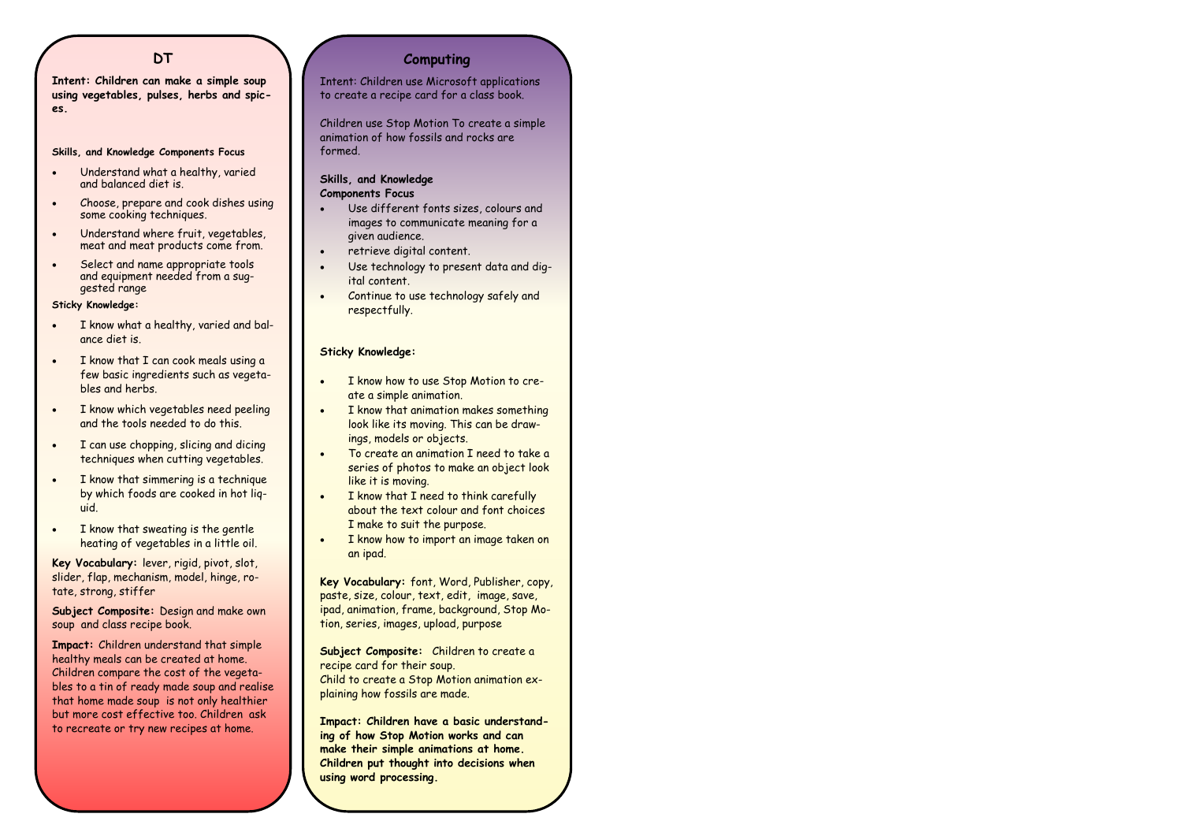## DT

**Intent: Children can make a simple soup using vegetables, pulses, herbs and spices.**

**Skills, and Knowledge Components Focus**

- Understand what a healthy, varied and balanced diet is.
- Choose, prepare and cook dishes using some cooking techniques.
- Understand where fruit, vegetables, meat and meat products come from.
- Select and name appropriate tools and equipment needed from a suggested range

**Sticky Knowledge:**

- I know what a healthy, varied and balance diet is.
- I know that I can cook meals using a few basic ingredients such as vegetables and herbs.
- I know which vegetables need peeling and the tools needed to do this.
- I can use chopping, slicing and dicing techniques when cutting vegetables.
- I know that simmering is a technique by which foods are cooked in hot liquid.
- I know that sweating is the gentle heating of vegetables in a little oil.

**Key Vocabulary:** lever, rigid, pivot, slot, slider, flap, mechanism, model, hinge, rotate, strong, stiffer

**Subject Composite:** Design and make own soup and class recipe book.

**Impact:** Children understand that simple healthy meals can be created at home. Children compare the cost of the vegetables to a tin of ready made soup and realise that home made soup is not only healthier but more cost effective too. Children ask to recreate or try new recipes at home.

## Computing

Intent: Children use Microsoft applications to create a recipe card for a class book.

Children use Stop Motion To create a simple animation of how fossils and rocks are formed.

**Skills, and Knowledge Components Focus**

- Use different fonts sizes, colours and images to communicate meaning for a given audience.
- retrieve digital content.
- Use technology to present data and digital content.
- Continue to use technology safely and respectfully.

**Sticky Knowledge:**

- I know how to use Stop Motion to create a simple animation.
- I know that animation makes something look like its moving. This can be drawings, models or objects.
- To create an animation I need to take a series of photos to make an object look like it is moving.
- I know that I need to think carefully about the text colour and font choices I make to suit the purpose.
- I know how to import an image taken on an ipad.

**Key Vocabulary:** font, Word, Publisher, copy, paste, size, colour, text, edit, image, save, ipad, animation, frame, background, Stop Motion, series, images, upload, purpose

**Subject Composite:** Children to create a recipe card for their soup.
Child to create a Stop Motion animation explaining how fossils are made.

**Impact: Children have a basic understanding of how Stop Motion works and can make their simple animations at home. Children put thought into decisions when using word processing.**